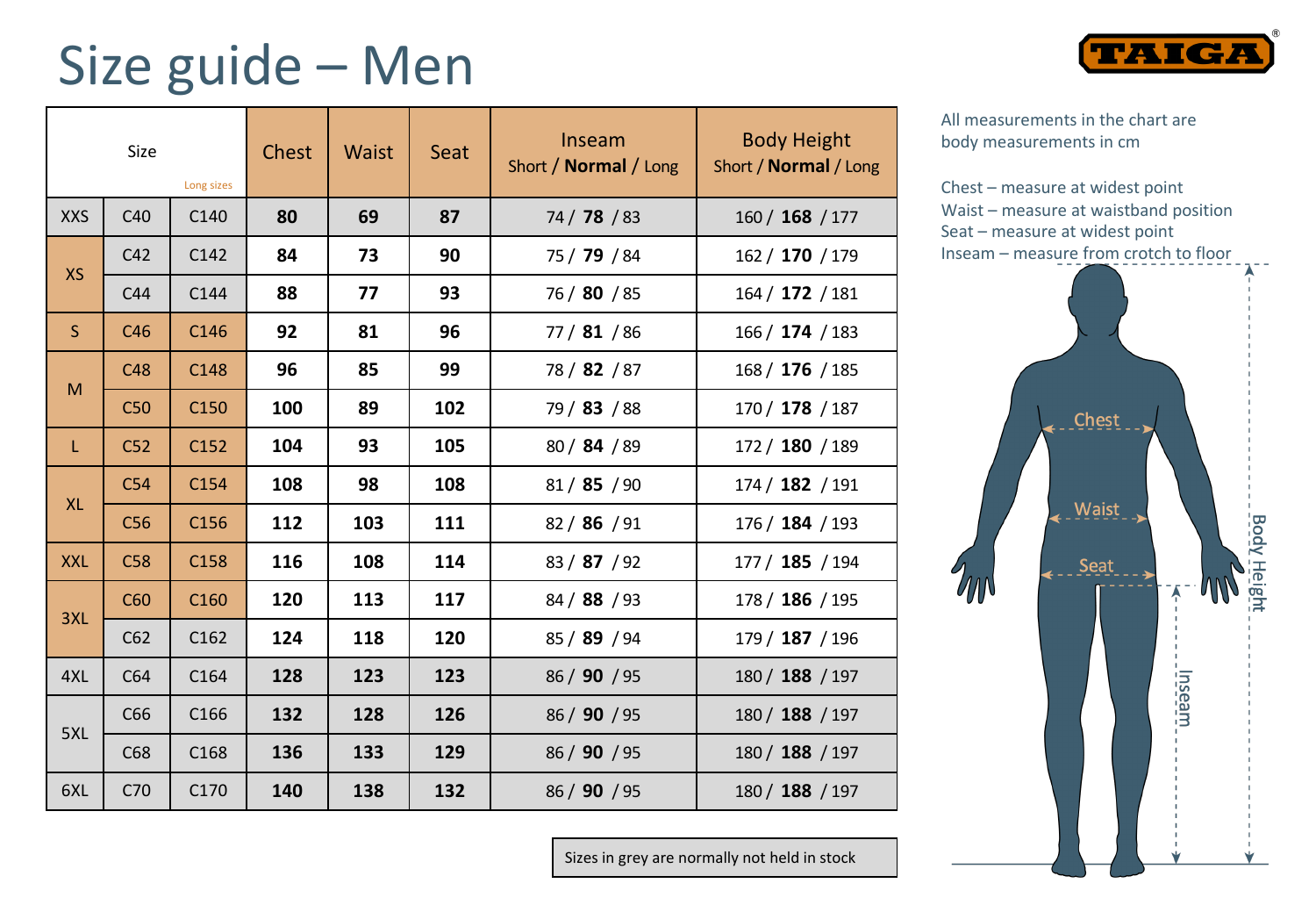# Size guide – Men

| Size | | Long sizes | Chest | Waist | Seat | Inseam Short / **Normal** / Long | Body Height Short / **Normal** / Long |
|---|---|---|---|---|---|---|---|
| XXS | C40 | C140 | **80** | **69** | **87** | 74 / **78** / 83 | 160 / **168** / 177 |
| XS | C42 | C142 | **84** | **73** | **90** | 75 / **79** / 84 | 162 / **170** / 179 |
| | C44 | C144 | **88** | **77** | **93** | 76 / **80** / 85 | 164 / **172** / 181 |
| S | C46 | C146 | **92** | **81** | **96** | 77 / **81** / 86 | 166 / **174** / 183 |
| M | C48 | C148 | **96** | **85** | **99** | 78 / **82** / 87 | 168 / **176** / 185 |
| | C50 | C150 | **100** | **89** | **102** | 79 / **83** / 88 | 170 / **178** / 187 |
| L | C52 | C152 | **104** | **93** | **105** | 80 / **84** / 89 | 172 / **180** / 189 |
| XL | C54 | C154 | **108** | **98** | **108** | 81 / **85** / 90 | 174 / **182** / 191 |
| | C56 | C156 | **112** | **103** | **111** | 82 / **86** / 91 | 176 / **184** / 193 |
| XXL | C58 | C158 | **116** | **108** | **114** | 83 / **87** / 92 | 177 / **185** / 194 |
| 3XL | C60 | C160 | **120** | **113** | **117** | 84 / **88** / 93 | 178 / **186** / 195 |
| | C62 | C162 | **124** | **118** | **120** | 85 / **89** / 94 | 179 / **187** / 196 |
| 4XL | C64 | C164 | **128** | **123** | **123** | 86 / **90** / 95 | 180 / **188** / 197 |
| 5XL | C66 | C166 | **132** | **128** | **126** | 86 / **90** / 95 | 180 / **188** / 197 |
| | C68 | C168 | **136** | **133** | **129** | 86 / **90** / 95 | 180 / **188** / 197 |
| 6XL | C70 | C170 | **140** | **138** | **132** | 86 / **90** / 95 | 180 / **188** / 197 |

Sizes in grey are normally not held in stock

All measurements in the chart are body measurements in cm

Chest – measure at widest point
Waist – measure at waistband position
Seat – measure at widest point
Inseam – measure from crotch to floor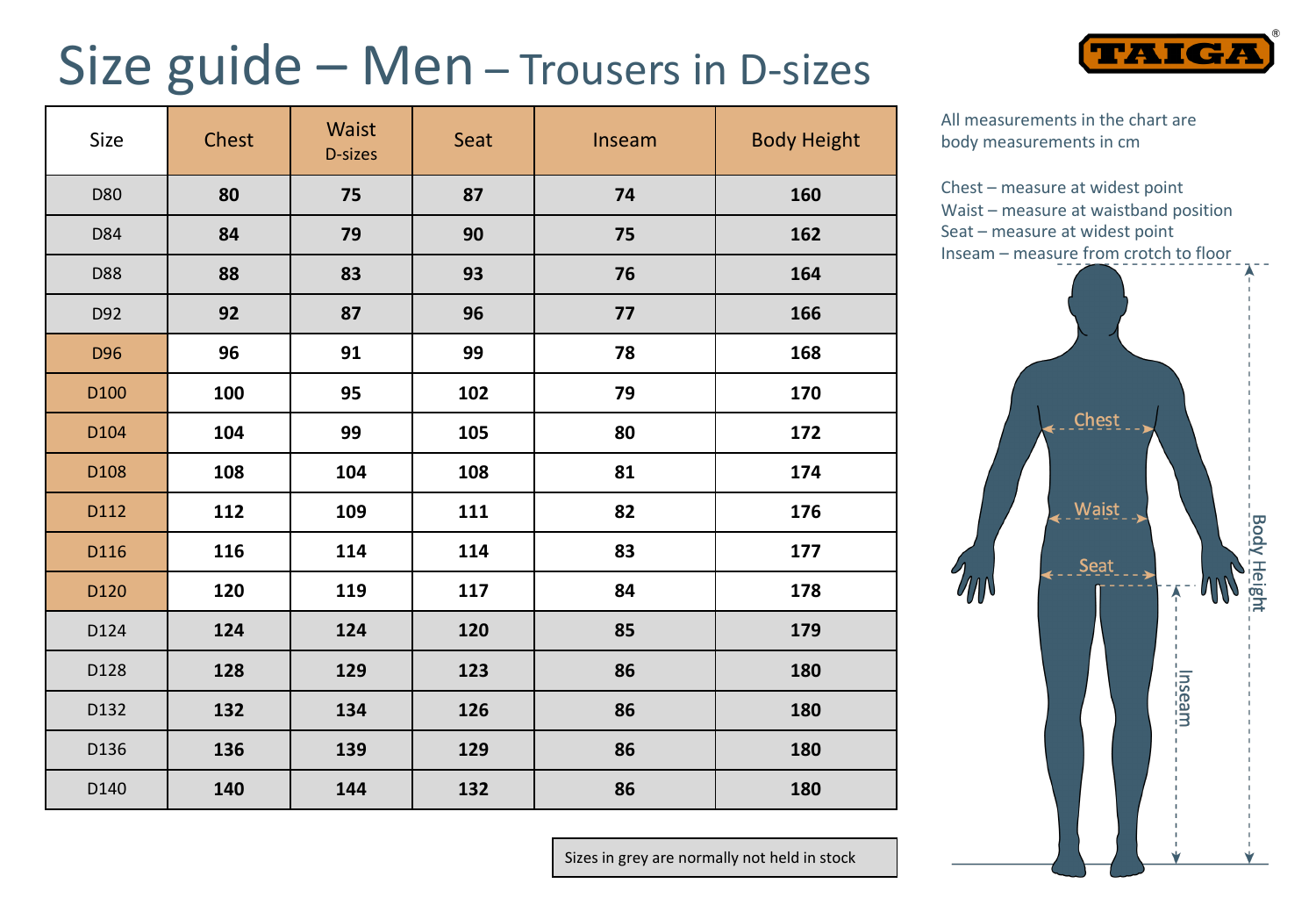# Size guide – Men – Trousers in D-sizes

TAIGA®

| Size | Chest | Waist D-sizes | Seat | Inseam | Body Height |
|---|---|---|---|---|---|
| D80 | **80** | **75** | **87** | **74** | **160** |
| D84 | **84** | **79** | **90** | **75** | **162** |
| D88 | **88** | **83** | **93** | **76** | **164** |
| D92 | **92** | **87** | **96** | **77** | **166** |
| D96 | **96** | **91** | **99** | **78** | **168** |
| D100 | **100** | **95** | **102** | **79** | **170** |
| D104 | **104** | **99** | **105** | **80** | **172** |
| D108 | **108** | **104** | **108** | **81** | **174** |
| D112 | **112** | **109** | **111** | **82** | **176** |
| D116 | **116** | **114** | **114** | **83** | **177** |
| D120 | **120** | **119** | **117** | **84** | **178** |
| D124 | **124** | **124** | **120** | **85** | **179** |
| D128 | **128** | **129** | **123** | **86** | **180** |
| D132 | **132** | **134** | **126** | **86** | **180** |
| D136 | **136** | **139** | **129** | **86** | **180** |
| D140 | **140** | **144** | **132** | **86** | **180** |

Sizes in grey are normally not held in stock

All measurements in the chart are body measurements in cm

Chest – measure at widest point
Waist – measure at waistband position
Seat – measure at widest point
Inseam – measure from crotch to floor

Chest
Waist
Seat
Inseam
Body Height